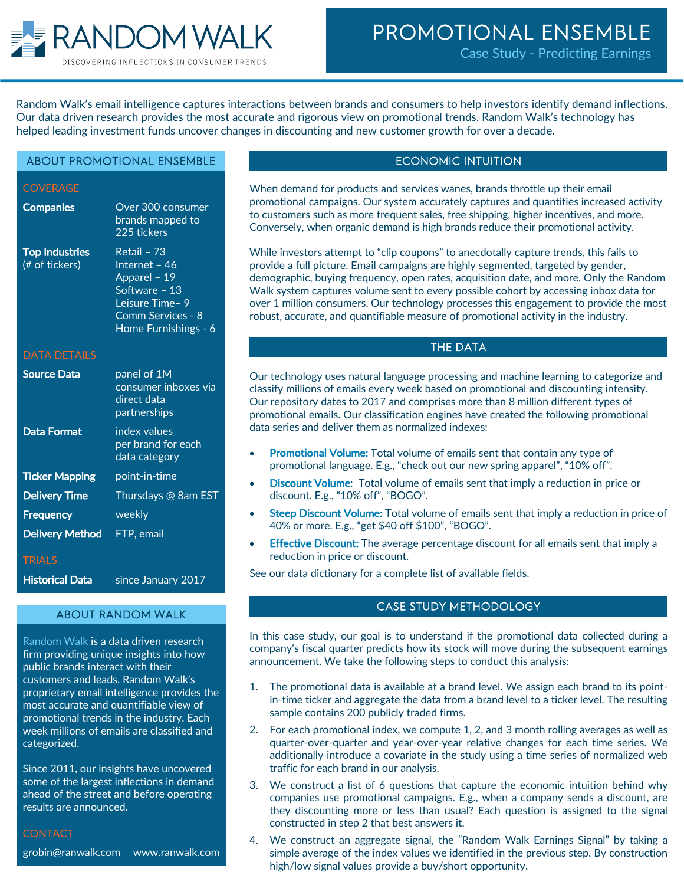# RANDOM WALK

DISCOVERING INFLECTIONS IN CONSUMER TRENDS

# PROMOTIONAL ENSEMBLE

## Case Study - Predicting Earnings

Random Walk's email intelligence captures interactions between brands and consumers to help investors identify demand inflections. Our data driven research provides the most accurate and rigorous view on promotional trends. Random Walk's technology has helped leading investment funds uncover changes in discounting and new customer growth for over a decade.

## ABOUT PROMOTIONAL ENSEMBLE

### COVERAGE

| | |
|---|---|
| **Companies** | Over 300 consumer brands mapped to 225 tickers |
| **Top Industries** (# of tickers) | Retail – 73<br>Internet – 46<br>Apparel – 19<br>Software – 13<br>Leisure Time– 9<br>Comm Services - 8<br>Home Furnishings - 6 |

### DATA DETAILS

| | |
|---|---|
| **Source Data** | panel of 1M consumer inboxes via direct data partnerships |
| **Data Format** | index values per brand for each data category |
| **Ticker Mapping** | point-in-time |
| **Delivery Time** | Thursdays @ 8am EST |
| **Frequency** | weekly |
| **Delivery Method** | FTP, email |

### TRIALS

| | |
|---|---|
| **Historical Data** | since January 2017 |

## ABOUT RANDOM WALK

Random Walk is a data driven research firm providing unique insights into how public brands interact with their customers and leads. Random Walk's proprietary email intelligence provides the most accurate and quantifiable view of promotional trends in the industry. Each week millions of emails are classified and categorized.

Since 2011, our insights have uncovered some of the largest inflections in demand ahead of the street and before operating results are announced.

### CONTACT

grobin@ranwalk.com www.ranwalk.com

## ECONOMIC INTUITION

When demand for products and services wanes, brands throttle up their email promotional campaigns. Our system accurately captures and quantifies increased activity to customers such as more frequent sales, free shipping, higher incentives, and more. Conversely, when organic demand is high brands reduce their promotional activity.

While investors attempt to "clip coupons" to anecdotally capture trends, this fails to provide a full picture. Email campaigns are highly segmented, targeted by gender, demographic, buying frequency, open rates, acquisition date, and more. Only the Random Walk system captures volume sent to every possible cohort by accessing inbox data for over 1 million consumers. Our technology processes this engagement to provide the most robust, accurate, and quantifiable measure of promotional activity in the industry.

## THE DATA

Our technology uses natural language processing and machine learning to categorize and classify millions of emails every week based on promotional and discounting intensity. Our repository dates to 2017 and comprises more than 8 million different types of promotional emails. Our classification engines have created the following promotional data series and deliver them as normalized indexes:

- **Promotional Volume:** Total volume of emails sent that contain any type of promotional language. E.g., "check out our new spring apparel", "10% off".
- **Discount Volume**: Total volume of emails sent that imply a reduction in price or discount. E.g., "10% off", "BOGO".
- **Steep Discount Volume:** Total volume of emails sent that imply a reduction in price of 40% or more. E.g., "get $40 off $100", "BOGO".
- **Effective Discount:** The average percentage discount for all emails sent that imply a reduction in price or discount.

See our data dictionary for a complete list of available fields.

## CASE STUDY METHODOLOGY

In this case study, our goal is to understand if the promotional data collected during a company's fiscal quarter predicts how its stock will move during the subsequent earnings announcement. We take the following steps to conduct this analysis:

1. The promotional data is available at a brand level. We assign each brand to its point-in-time ticker and aggregate the data from a brand level to a ticker level. The resulting sample contains 200 publicly traded firms.
2. For each promotional index, we compute 1, 2, and 3 month rolling averages as well as quarter-over-quarter and year-over-year relative changes for each time series. We additionally introduce a covariate in the study using a time series of normalized web traffic for each brand in our analysis.
3. We construct a list of 6 questions that capture the economic intuition behind why companies use promotional campaigns. E.g., when a company sends a discount, are they discounting more or less than usual? Each question is assigned to the signal constructed in step 2 that best answers it.
4. We construct an aggregate signal, the "Random Walk Earnings Signal" by taking a simple average of the index values we identified in the previous step. By construction high/low signal values provide a buy/short opportunity.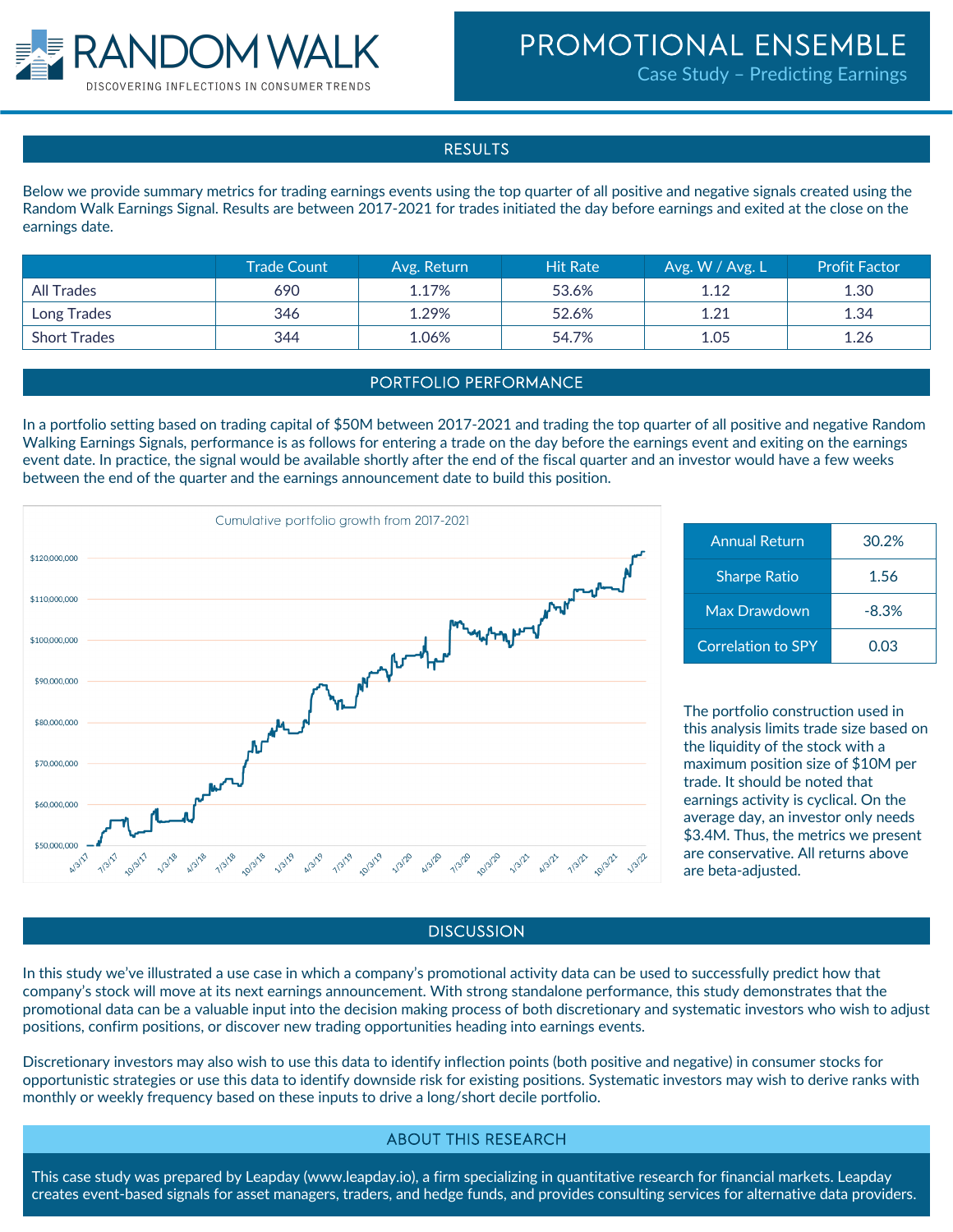# RANDOM WALK

DISCOVERING INFLECTIONS IN CONSUMER TRENDS

# PROMOTIONAL ENSEMBLE

Case Study – Predicting Earnings

## RESULTS

Below we provide summary metrics for trading earnings events using the top quarter of all positive and negative signals created using the Random Walk Earnings Signal. Results are between 2017-2021 for trades initiated the day before earnings and exited at the close on the earnings date.

| | Trade Count | Avg. Return | Hit Rate | Avg. W / Avg. L | Profit Factor |
|---|---|---|---|---|---|
| All Trades | 690 | 1.17% | 53.6% | 1.12 | 1.30 |
| Long Trades | 346 | 1.29% | 52.6% | 1.21 | 1.34 |
| Short Trades | 344 | 1.06% | 54.7% | 1.05 | 1.26 |

## PORTFOLIO PERFORMANCE

In a portfolio setting based on trading capital of $50M between 2017-2021 and trading the top quarter of all positive and negative Random Walking Earnings Signals, performance is as follows for entering a trade on the day before the earnings event and exiting on the earnings event date. In practice, the signal would be available shortly after the end of the fiscal quarter and an investor would have a few weeks between the end of the quarter and the earnings announcement date to build this position.

Cumulative portfolio growth from 2017-2021

$120,000,000
$110,000,000
$100,000,000
$90,000,000
$80,000,000
$70,000,000
$60,000,000
$50,000,000

4/3/17 7/3/17 10/3/17 1/3/18 4/3/18 7/3/18 10/3/18 1/3/19 4/3/19 7/3/19 10/3/19 1/3/20 4/3/20 7/3/20 10/3/20 1/3/21 4/3/21 7/3/21 10/3/21 1/3/22

| | |
|---|---|
| Annual Return | 30.2% |
| Sharpe Ratio | 1.56 |
| Max Drawdown | -8.3% |
| Correlation to SPY | 0.03 |

The portfolio construction used in this analysis limits trade size based on the liquidity of the stock with a maximum position size of $10M per trade. It should be noted that earnings activity is cyclical. On the average day, an investor only needs $3.4M. Thus, the metrics we present are conservative. All returns above are beta-adjusted.

## DISCUSSION

In this study we've illustrated a use case in which a company's promotional activity data can be used to successfully predict how that company's stock will move at its next earnings announcement. With strong standalone performance, this study demonstrates that the promotional data can be a valuable input into the decision making process of both discretionary and systematic investors who wish to adjust positions, confirm positions, or discover new trading opportunities heading into earnings events.

Discretionary investors may also wish to use this data to identify inflection points (both positive and negative) in consumer stocks for opportunistic strategies or use this data to identify downside risk for existing positions. Systematic investors may wish to derive ranks with monthly or weekly frequency based on these inputs to drive a long/short decile portfolio.

## ABOUT THIS RESEARCH

This case study was prepared by Leapday (www.leapday.io), a firm specializing in quantitative research for financial markets. Leapday creates event-based signals for asset managers, traders, and hedge funds, and provides consulting services for alternative data providers.